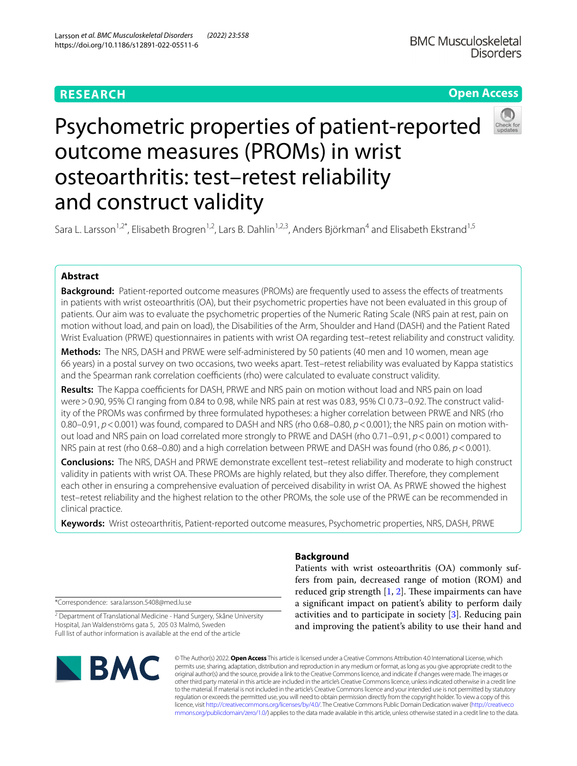RESEARCH

Open Access

# Psychometric properties of patient-reported outcome measures (PROMs) in wrist osteoarthritis: test–retest reliability and construct validity

Sara L. Larsson[1,2*], Elisabeth Brogren[1,2], Lars B. Dahlin[1,2,3], Anders Björkman[4] and Elisabeth Ekstrand[1,5]

## Abstract

**Background:** Patient-reported outcome measures (PROMs) are frequently used to assess the effects of treatments in patients with wrist osteoarthritis (OA), but their psychometric properties have not been evaluated in this group of patients. Our aim was to evaluate the psychometric properties of the Numeric Rating Scale (NRS pain at rest, pain on motion without load, and pain on load), the Disabilities of the Arm, Shoulder and Hand (DASH) and the Patient Rated Wrist Evaluation (PRWE) questionnaires in patients with wrist OA regarding test–retest reliability and construct validity.

**Methods:** The NRS, DASH and PRWE were self-administered by 50 patients (40 men and 10 women, mean age 66 years) in a postal survey on two occasions, two weeks apart. Test–retest reliability was evaluated by Kappa statistics and the Spearman rank correlation coefficients (rho) were calculated to evaluate construct validity.

**Results:** The Kappa coefficients for DASH, PRWE and NRS pain on motion without load and NRS pain on load were > 0.90, 95% CI ranging from 0.84 to 0.98, while NRS pain at rest was 0.83, 95% CI 0.73–0.92. The construct validity of the PROMs was confirmed by three formulated hypotheses: a higher correlation between PRWE and NRS (rho 0.80–0.91, $p < 0.001$) was found, compared to DASH and NRS (rho 0.68–0.80, $p < 0.001$); the NRS pain on motion without load and NRS pain on load correlated more strongly to PRWE and DASH (rho 0.71–0.91, $p < 0.001$) compared to NRS pain at rest (rho 0.68–0.80) and a high correlation between PRWE and DASH was found (rho 0.86, $p < 0.001$).

**Conclusions:** The NRS, DASH and PRWE demonstrate excellent test–retest reliability and moderate to high construct validity in patients with wrist OA. These PROMs are highly related, but they also differ. Therefore, they complement each other in ensuring a comprehensive evaluation of perceived disability in wrist OA. As PRWE showed the highest test–retest reliability and the highest relation to the other PROMs, the sole use of the PRWE can be recommended in clinical practice.

**Keywords:** Wrist osteoarthritis, Patient-reported outcome measures, Psychometric properties, NRS, DASH, PRWE

## Background

Patients with wrist osteoarthritis (OA) commonly suffers from pain, decreased range of motion (ROM) and reduced grip strength [1, 2]. These impairments can have a significant impact on patient's ability to perform daily activities and to participate in society [3]. Reducing pain and improving the patient's ability to use their hand and

*Correspondence: sara.larsson.5408@med.lu.se

[2] Department of Translational Medicine - Hand Surgery, Skåne University Hospital, Jan Waldenströms gata 5, 205 03 Malmö, Sweden

Full list of author information is available at the end of the article

© The Author(s) 2022. **Open Access** This article is licensed under a Creative Commons Attribution 4.0 International License, which permits use, sharing, adaptation, distribution and reproduction in any medium or format, as long as you give appropriate credit to the original author(s) and the source, provide a link to the Creative Commons licence, and indicate if changes were made. The images or other third party material in this article are included in the article's Creative Commons licence, unless indicated otherwise in a credit line to the material. If material is not included in the article's Creative Commons licence and your intended use is not permitted by statutory regulation or exceeds the permitted use, you will need to obtain permission directly from the copyright holder. To view a copy of this licence, visit http://creativecommons.org/licenses/by/4.0/. The Creative Commons Public Domain Dedication waiver (http://creativecommons.org/publicdomain/zero/1.0/) applies to the data made available in this article, unless otherwise stated in a credit line to the data.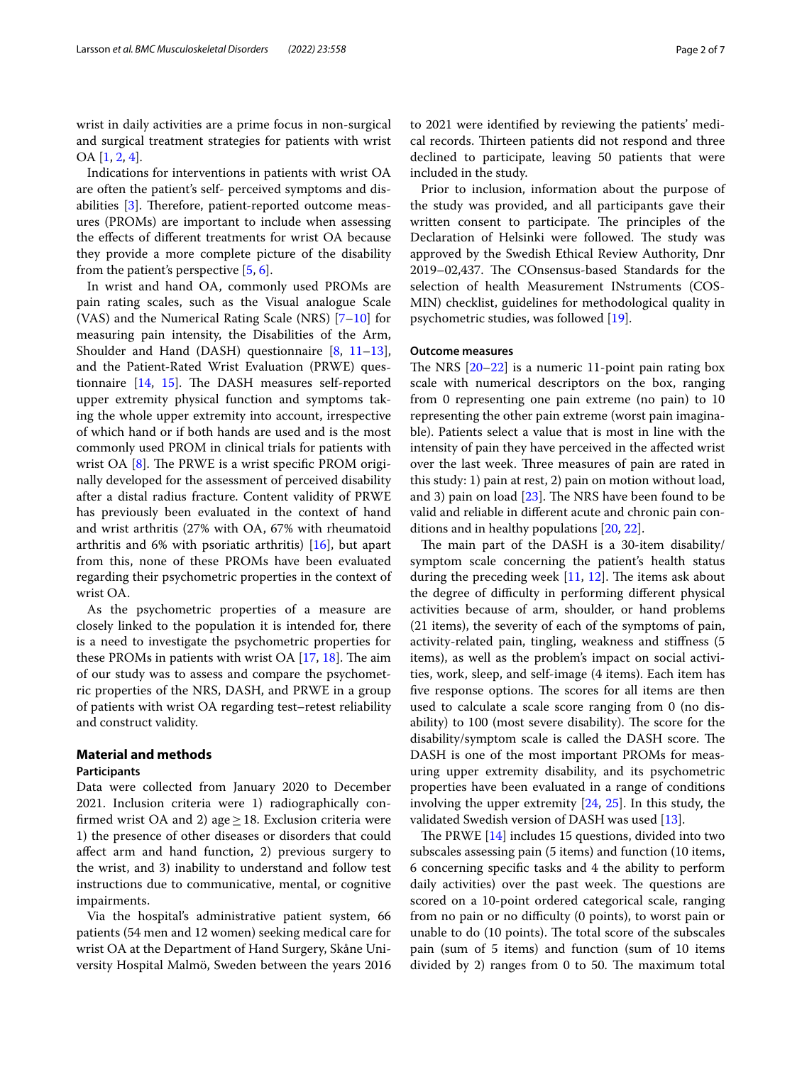wrist in daily activities are a prime focus in non-surgical and surgical treatment strategies for patients with wrist OA [1, 2, 4].

Indications for interventions in patients with wrist OA are often the patient's self- perceived symptoms and disabilities [3]. Therefore, patient-reported outcome measures (PROMs) are important to include when assessing the effects of different treatments for wrist OA because they provide a more complete picture of the disability from the patient's perspective [5, 6].

In wrist and hand OA, commonly used PROMs are pain rating scales, such as the Visual analogue Scale (VAS) and the Numerical Rating Scale (NRS) [7–10] for measuring pain intensity, the Disabilities of the Arm, Shoulder and Hand (DASH) questionnaire [8, 11–13], and the Patient-Rated Wrist Evaluation (PRWE) questionnaire [14, 15]. The DASH measures self-reported upper extremity physical function and symptoms taking the whole upper extremity into account, irrespective of which hand or if both hands are used and is the most commonly used PROM in clinical trials for patients with wrist OA [8]. The PRWE is a wrist specific PROM originally developed for the assessment of perceived disability after a distal radius fracture. Content validity of PRWE has previously been evaluated in the context of hand and wrist arthritis (27% with OA, 67% with rheumatoid arthritis and 6% with psoriatic arthritis) [16], but apart from this, none of these PROMs have been evaluated regarding their psychometric properties in the context of wrist OA.

As the psychometric properties of a measure are closely linked to the population it is intended for, there is a need to investigate the psychometric properties for these PROMs in patients with wrist OA [17, 18]. The aim of our study was to assess and compare the psychometric properties of the NRS, DASH, and PRWE in a group of patients with wrist OA regarding test–retest reliability and construct validity.

## Material and methods

### Participants

Data were collected from January 2020 to December 2021. Inclusion criteria were 1) radiographically confirmed wrist OA and 2) age ≥ 18. Exclusion criteria were 1) the presence of other diseases or disorders that could affect arm and hand function, 2) previous surgery to the wrist, and 3) inability to understand and follow test instructions due to communicative, mental, or cognitive impairments.

Via the hospital's administrative patient system, 66 patients (54 men and 12 women) seeking medical care for wrist OA at the Department of Hand Surgery, Skåne University Hospital Malmö, Sweden between the years 2016 to 2021 were identified by reviewing the patients' medical records. Thirteen patients did not respond and three declined to participate, leaving 50 patients that were included in the study.

Prior to inclusion, information about the purpose of the study was provided, and all participants gave their written consent to participate. The principles of the Declaration of Helsinki were followed. The study was approved by the Swedish Ethical Review Authority, Dnr 2019–02,437. The COnsensus-based Standards for the selection of health Measurement INstruments (COSMIN) checklist, guidelines for methodological quality in psychometric studies, was followed [19].

### Outcome measures

The NRS [20–22] is a numeric 11-point pain rating box scale with numerical descriptors on the box, ranging from 0 representing one pain extreme (no pain) to 10 representing the other pain extreme (worst pain imaginable). Patients select a value that is most in line with the intensity of pain they have perceived in the affected wrist over the last week. Three measures of pain are rated in this study: 1) pain at rest, 2) pain on motion without load, and 3) pain on load [23]. The NRS have been found to be valid and reliable in different acute and chronic pain conditions and in healthy populations [20, 22].

The main part of the DASH is a 30-item disability/symptom scale concerning the patient's health status during the preceding week [11, 12]. The items ask about the degree of difficulty in performing different physical activities because of arm, shoulder, or hand problems (21 items), the severity of each of the symptoms of pain, activity-related pain, tingling, weakness and stiffness (5 items), as well as the problem's impact on social activities, work, sleep, and self-image (4 items). Each item has five response options. The scores for all items are then used to calculate a scale score ranging from 0 (no disability) to 100 (most severe disability). The score for the disability/symptom scale is called the DASH score. The DASH is one of the most important PROMs for measuring upper extremity disability, and its psychometric properties have been evaluated in a range of conditions involving the upper extremity [24, 25]. In this study, the validated Swedish version of DASH was used [13].

The PRWE [14] includes 15 questions, divided into two subscales assessing pain (5 items) and function (10 items, 6 concerning specific tasks and 4 the ability to perform daily activities) over the past week. The questions are scored on a 10-point ordered categorical scale, ranging from no pain or no difficulty (0 points), to worst pain or unable to do (10 points). The total score of the subscales pain (sum of 5 items) and function (sum of 10 items divided by 2) ranges from 0 to 50. The maximum total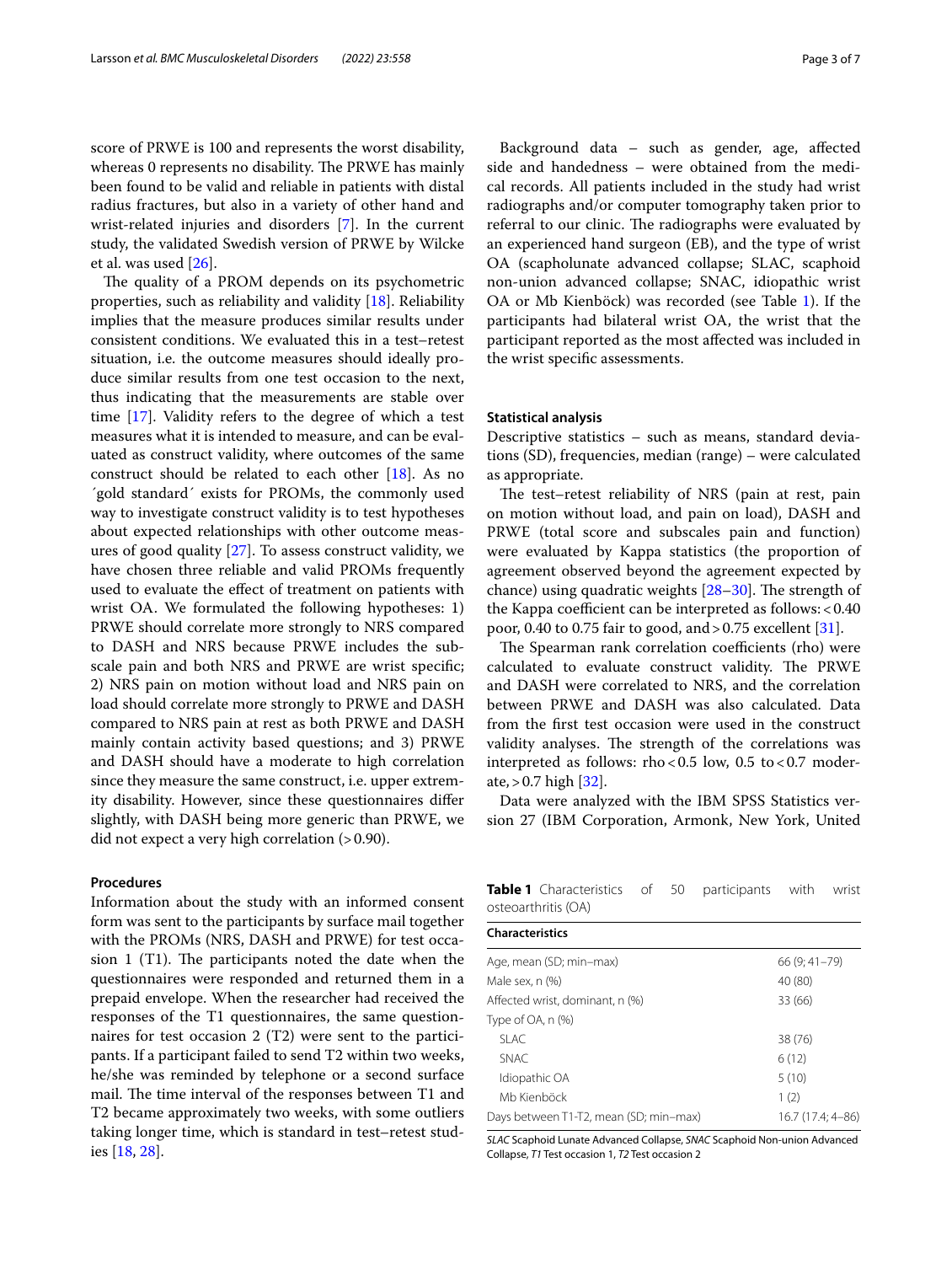score of PRWE is 100 and represents the worst disability, whereas 0 represents no disability. The PRWE has mainly been found to be valid and reliable in patients with distal radius fractures, but also in a variety of other hand and wrist-related injuries and disorders [7]. In the current study, the validated Swedish version of PRWE by Wilcke et al. was used [26].

The quality of a PROM depends on its psychometric properties, such as reliability and validity [18]. Reliability implies that the measure produces similar results under consistent conditions. We evaluated this in a test–retest situation, i.e. the outcome measures should ideally produce similar results from one test occasion to the next, thus indicating that the measurements are stable over time [17]. Validity refers to the degree of which a test measures what it is intended to measure, and can be evaluated as construct validity, where outcomes of the same construct should be related to each other [18]. As no ´gold standard´ exists for PROMs, the commonly used way to investigate construct validity is to test hypotheses about expected relationships with other outcome measures of good quality [27]. To assess construct validity, we have chosen three reliable and valid PROMs frequently used to evaluate the effect of treatment on patients with wrist OA. We formulated the following hypotheses: 1) PRWE should correlate more strongly to NRS compared to DASH and NRS because PRWE includes the subscale pain and both NRS and PRWE are wrist specific; 2) NRS pain on motion without load and NRS pain on load should correlate more strongly to PRWE and DASH compared to NRS pain at rest as both PRWE and DASH mainly contain activity based questions; and 3) PRWE and DASH should have a moderate to high correlation since they measure the same construct, i.e. upper extremity disability. However, since these questionnaires differ slightly, with DASH being more generic than PRWE, we did not expect a very high correlation (> 0.90).

### Procedures

Information about the study with an informed consent form was sent to the participants by surface mail together with the PROMs (NRS, DASH and PRWE) for test occasion 1 (T1). The participants noted the date when the questionnaires were responded and returned them in a prepaid envelope. When the researcher had received the responses of the T1 questionnaires, the same questionnaires for test occasion 2 (T2) were sent to the participants. If a participant failed to send T2 within two weeks, he/she was reminded by telephone or a second surface mail. The time interval of the responses between T1 and T2 became approximately two weeks, with some outliers taking longer time, which is standard in test–retest studies [18, 28].

Background data – such as gender, age, affected side and handedness – were obtained from the medical records. All patients included in the study had wrist radiographs and/or computer tomography taken prior to referral to our clinic. The radiographs were evaluated by an experienced hand surgeon (EB), and the type of wrist OA (scapholunate advanced collapse; SLAC, scaphoid non-union advanced collapse; SNAC, idiopathic wrist OA or Mb Kienböck) was recorded (see Table 1). If the participants had bilateral wrist OA, the wrist that the participant reported as the most affected was included in the wrist specific assessments.

### Statistical analysis

Descriptive statistics – such as means, standard deviations (SD), frequencies, median (range) – were calculated as appropriate.

The test–retest reliability of NRS (pain at rest, pain on motion without load, and pain on load), DASH and PRWE (total score and subscales pain and function) were evaluated by Kappa statistics (the proportion of agreement observed beyond the agreement expected by chance) using quadratic weights [28–30]. The strength of the Kappa coefficient can be interpreted as follows: < 0.40 poor, 0.40 to 0.75 fair to good, and > 0.75 excellent [31].

The Spearman rank correlation coefficients (rho) were calculated to evaluate construct validity. The PRWE and DASH were correlated to NRS, and the correlation between PRWE and DASH was also calculated. Data from the first test occasion were used in the construct validity analyses. The strength of the correlations was interpreted as follows: rho < 0.5 low, 0.5 to < 0.7 moderate, > 0.7 high [32].

Data were analyzed with the IBM SPSS Statistics version 27 (IBM Corporation, Armonk, New York, United

**Table 1** Characteristics of 50 participants with wrist osteoarthritis (OA)

| Characteristics | |
|---|---|
| Age, mean (SD; min–max) | 66 (9; 41–79) |
| Male sex, n (%) | 40 (80) |
| Affected wrist, dominant, n (%) | 33 (66) |
| Type of OA, n (%) | |
| SLAC | 38 (76) |
| SNAC | 6 (12) |
| Idiopathic OA | 5 (10) |
| Mb Kienböck | 1 (2) |
| Days between T1-T2, mean (SD; min–max) | 16.7 (17.4; 4–86) |

*SLAC* Scaphoid Lunate Advanced Collapse, *SNAC* Scaphoid Non-union Advanced Collapse, *T1* Test occasion 1, *T2* Test occasion 2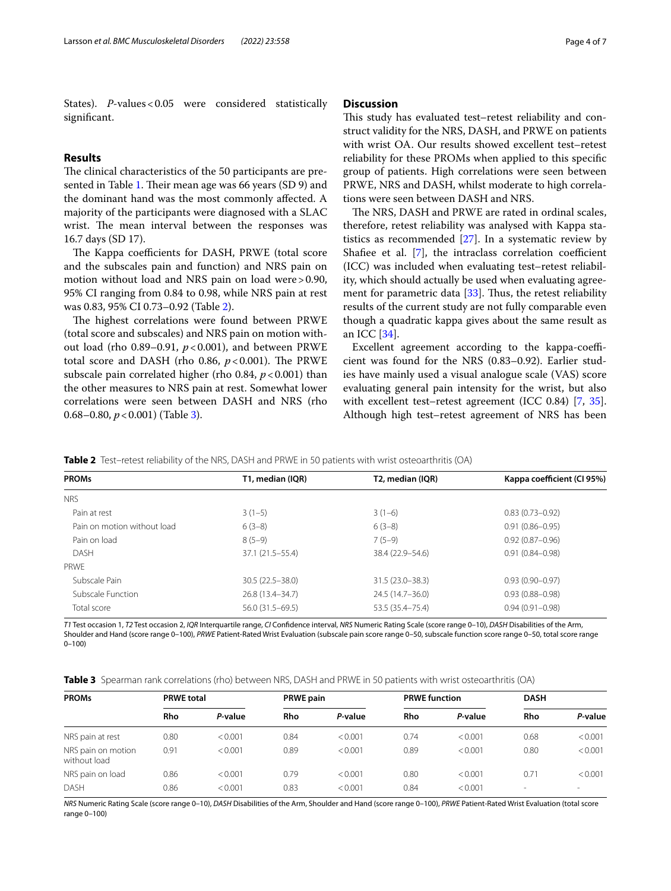States). *P*-values < 0.05 were considered statistically significant.

## Results

The clinical characteristics of the 50 participants are presented in Table 1. Their mean age was 66 years (SD 9) and the dominant hand was the most commonly affected. A majority of the participants were diagnosed with a SLAC wrist. The mean interval between the responses was 16.7 days (SD 17).

The Kappa coefficients for DASH, PRWE (total score and the subscales pain and function) and NRS pain on motion without load and NRS pain on load were > 0.90, 95% CI ranging from 0.84 to 0.98, while NRS pain at rest was 0.83, 95% CI 0.73–0.92 (Table 2).

The highest correlations were found between PRWE (total score and subscales) and NRS pain on motion without load (rho 0.89–0.91, $p < 0.001$), and between PRWE total score and DASH (rho 0.86, $p < 0.001$). The PRWE subscale pain correlated higher (rho 0.84, $p < 0.001$) than the other measures to NRS pain at rest. Somewhat lower correlations were seen between DASH and NRS (rho 0.68–0.80, $p < 0.001$) (Table 3).

## Discussion

This study has evaluated test–retest reliability and construct validity for the NRS, DASH, and PRWE on patients with wrist OA. Our results showed excellent test–retest reliability for these PROMs when applied to this specific group of patients. High correlations were seen between PRWE, NRS and DASH, whilst moderate to high correlations were seen between DASH and NRS.

The NRS, DASH and PRWE are rated in ordinal scales, therefore, retest reliability was analysed with Kappa statistics as recommended [27]. In a systematic review by Shafiee et al. [7], the intraclass correlation coefficient (ICC) was included when evaluating test–retest reliability, which should actually be used when evaluating agreement for parametric data [33]. Thus, the retest reliability results of the current study are not fully comparable even though a quadratic kappa gives about the same result as an ICC [34].

Excellent agreement according to the kappa-coefficient was found for the NRS (0.83–0.92). Earlier studies have mainly used a visual analogue scale (VAS) score evaluating general pain intensity for the wrist, but also with excellent test–retest agreement (ICC 0.84) [7, 35]. Although high test–retest agreement of NRS has been

**Table 2** Test–retest reliability of the NRS, DASH and PRWE in 50 patients with wrist osteoarthritis (OA)

| PROMs | T1, median (IQR) | T2, median (IQR) | Kappa coefficient (CI 95%) |
|---|---|---|---|
| NRS | | | |
| Pain at rest | 3 (1–5) | 3 (1–6) | 0.83 (0.73–0.92) |
| Pain on motion without load | 6 (3–8) | 6 (3–8) | 0.91 (0.86–0.95) |
| Pain on load | 8 (5–9) | 7 (5–9) | 0.92 (0.87–0.96) |
| DASH | 37.1 (21.5–55.4) | 38.4 (22.9–54.6) | 0.91 (0.84–0.98) |
| PRWE | | | |
| Subscale Pain | 30.5 (22.5–38.0) | 31.5 (23.0–38.3) | 0.93 (0.90–0.97) |
| Subscale Function | 26.8 (13.4–34.7) | 24.5 (14.7–36.0) | 0.93 (0.88–0.98) |
| Total score | 56.0 (31.5–69.5) | 53.5 (35.4–75.4) | 0.94 (0.91–0.98) |

*T1* Test occasion 1, *T2* Test occasion 2, *IQR* Interquartile range, *CI* Confidence interval, *NRS* Numeric Rating Scale (score range 0–10), *DASH* Disabilities of the Arm, Shoulder and Hand (score range 0–100), *PRWE* Patient-Rated Wrist Evaluation (subscale pain score range 0–50, subscale function score range 0–50, total score range 0–100)

**Table 3** Spearman rank correlations (rho) between NRS, DASH and PRWE in 50 patients with wrist osteoarthritis (OA)

| PROMs | PRWE total | | PRWE pain | | PRWE function | | DASH | |
|---|---|---|---|---|---|---|---|---|
| | Rho | *P*-value | Rho | *P*-value | Rho | *P*-value | Rho | *P*-value |
| NRS pain at rest | 0.80 | < 0.001 | 0.84 | < 0.001 | 0.74 | < 0.001 | 0.68 | < 0.001 |
| NRS pain on motion without load | 0.91 | < 0.001 | 0.89 | < 0.001 | 0.89 | < 0.001 | 0.80 | < 0.001 |
| NRS pain on load | 0.86 | < 0.001 | 0.79 | < 0.001 | 0.80 | < 0.001 | 0.71 | < 0.001 |
| DASH | 0.86 | < 0.001 | 0.83 | < 0.001 | 0.84 | < 0.001 | - | - |

*NRS* Numeric Rating Scale (score range 0–10), *DASH* Disabilities of the Arm, Shoulder and Hand (score range 0–100), *PRWE* Patient-Rated Wrist Evaluation (total score range 0–100)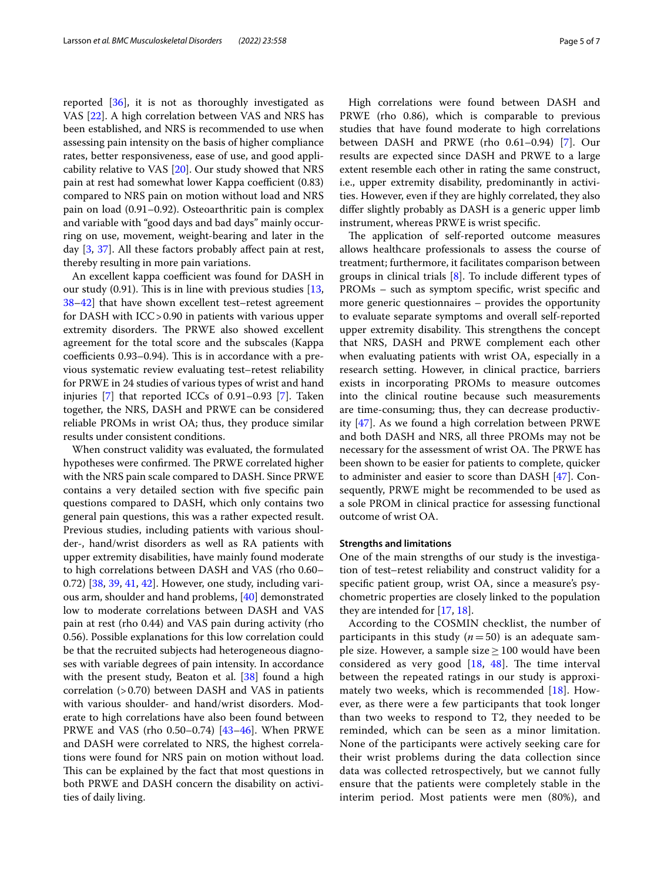reported [36], it is not as thoroughly investigated as VAS [22]. A high correlation between VAS and NRS has been established, and NRS is recommended to use when assessing pain intensity on the basis of higher compliance rates, better responsiveness, ease of use, and good applicability relative to VAS [20]. Our study showed that NRS pain at rest had somewhat lower Kappa coefficient (0.83) compared to NRS pain on motion without load and NRS pain on load (0.91–0.92). Osteoarthritic pain is complex and variable with "good days and bad days" mainly occurring on use, movement, weight-bearing and later in the day [3, 37]. All these factors probably affect pain at rest, thereby resulting in more pain variations.

An excellent kappa coefficient was found for DASH in our study (0.91). This is in line with previous studies [13, 38–42] that have shown excellent test–retest agreement for DASH with ICC > 0.90 in patients with various upper extremity disorders. The PRWE also showed excellent agreement for the total score and the subscales (Kappa coefficients 0.93–0.94). This is in accordance with a previous systematic review evaluating test–retest reliability for PRWE in 24 studies of various types of wrist and hand injuries [7] that reported ICCs of 0.91–0.93 [7]. Taken together, the NRS, DASH and PRWE can be considered reliable PROMs in wrist OA; thus, they produce similar results under consistent conditions.

When construct validity was evaluated, the formulated hypotheses were confirmed. The PRWE correlated higher with the NRS pain scale compared to DASH. Since PRWE contains a very detailed section with five specific pain questions compared to DASH, which only contains two general pain questions, this was a rather expected result. Previous studies, including patients with various shoulder-, hand/wrist disorders as well as RA patients with upper extremity disabilities, have mainly found moderate to high correlations between DASH and VAS (rho 0.60–0.72) [38, 39, 41, 42]. However, one study, including various arm, shoulder and hand problems, [40] demonstrated low to moderate correlations between DASH and VAS pain at rest (rho 0.44) and VAS pain during activity (rho 0.56). Possible explanations for this low correlation could be that the recruited subjects had heterogeneous diagnoses with variable degrees of pain intensity. In accordance with the present study, Beaton et al. [38] found a high correlation (> 0.70) between DASH and VAS in patients with various shoulder- and hand/wrist disorders. Moderate to high correlations have also been found between PRWE and VAS (rho 0.50–0.74) [43–46]. When PRWE and DASH were correlated to NRS, the highest correlations were found for NRS pain on motion without load. This can be explained by the fact that most questions in both PRWE and DASH concern the disability on activities of daily living.

High correlations were found between DASH and PRWE (rho 0.86), which is comparable to previous studies that have found moderate to high correlations between DASH and PRWE (rho 0.61–0.94) [7]. Our results are expected since DASH and PRWE to a large extent resemble each other in rating the same construct, i.e., upper extremity disability, predominantly in activities. However, even if they are highly correlated, they also differ slightly probably as DASH is a generic upper limb instrument, whereas PRWE is wrist specific.

The application of self-reported outcome measures allows healthcare professionals to assess the course of treatment; furthermore, it facilitates comparison between groups in clinical trials [8]. To include different types of PROMs – such as symptom specific, wrist specific and more generic questionnaires – provides the opportunity to evaluate separate symptoms and overall self-reported upper extremity disability. This strengthens the concept that NRS, DASH and PRWE complement each other when evaluating patients with wrist OA, especially in a research setting. However, in clinical practice, barriers exists in incorporating PROMs to measure outcomes into the clinical routine because such measurements are time-consuming; thus, they can decrease productivity [47]. As we found a high correlation between PRWE and both DASH and NRS, all three PROMs may not be necessary for the assessment of wrist OA. The PRWE has been shown to be easier for patients to complete, quicker to administer and easier to score than DASH [47]. Consequently, PRWE might be recommended to be used as a sole PROM in clinical practice for assessing functional outcome of wrist OA.

### Strengths and limitations

One of the main strengths of our study is the investigation of test–retest reliability and construct validity for a specific patient group, wrist OA, since a measure's psychometric properties are closely linked to the population they are intended for [17, 18].

According to the COSMIN checklist, the number of participants in this study ($n = 50$) is an adequate sample size. However, a sample size $\geq 100$ would have been considered as very good [18, 48]. The time interval between the repeated ratings in our study is approximately two weeks, which is recommended [18]. However, as there were a few participants that took longer than two weeks to respond to T2, they needed to be reminded, which can be seen as a minor limitation. None of the participants were actively seeking care for their wrist problems during the data collection since data was collected retrospectively, but we cannot fully ensure that the patients were completely stable in the interim period. Most patients were men (80%), and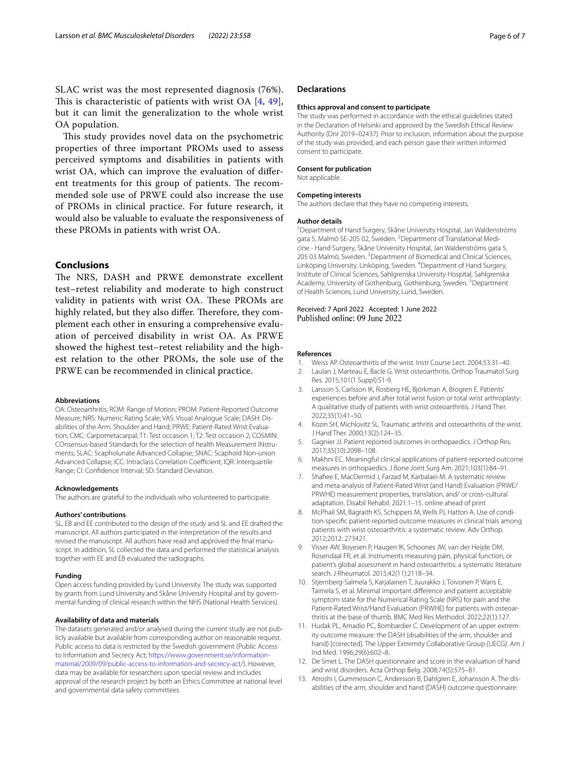SLAC wrist was the most represented diagnosis (76%). This is characteristic of patients with wrist OA [4, 49], but it can limit the generalization to the whole wrist OA population.

This study provides novel data on the psychometric properties of three important PROMs used to assess perceived symptoms and disabilities in patients with wrist OA, which can improve the evaluation of different treatments for this group of patients. The recommended sole use of PRWE could also increase the use of PROMs in clinical practice. For future research, it would also be valuable to evaluate the responsiveness of these PROMs in patients with wrist OA.

## Conclusions

The NRS, DASH and PRWE demonstrate excellent test–retest reliability and moderate to high construct validity in patients with wrist OA. These PROMs are highly related, but they also differ. Therefore, they complement each other in ensuring a comprehensive evaluation of perceived disability in wrist OA. As PRWE showed the highest test–retest reliability and the highest relation to the other PROMs, the sole use of the PRWE can be recommended in clinical practice.

#### Abbreviations

OA: Osteoarthritis; ROM: Range of Motion; PROM: Patient-Reported Outcome Measure; NRS: Numeric Rating Scale; VAS: Visual Analogue Scale; DASH: Disabilities of the Arm, Shoulder and Hand; PRWE: Patient-Rated Wrist Evaluation; CMC: Carpometacarpal; T1: Test occasion 1; T2: Test occasion 2; COSMIN: COnsensus-based Standards for the selection of health Measurement INstruments; SLAC: Scapholunate Advanced Collapse; SNAC: Scaphoid Non-union Advanced Collapse; ICC: Intraclass Correlation Coefficient; IQR: Interquartile Range; CI: Confidence Interval; SD: Standard Deviation.

#### Acknowledgements

The authors are grateful to the individuals who volunteered to participate.

#### Authors' contributions

SL, EB and EE contributed to the design of the study and SL and EE drafted the manuscript. All authors participated in the interpretation of the results and revised the manuscript. All authors have read and approved the final manuscript. In addition, SL collected the data and performed the statistical analysis together with EE and EB evaluated the radiographs.

#### Funding

Open access funding provided by Lund University. The study was supported by grants from Lund University and Skåne University Hospital and by governmental funding of clinical research within the NHS (National Health Services).

#### Availability of data and materials

The datasets generated and/or analysed during the current study are not publicly available but available from corresponding author on reasonable request. Public access to data is restricted by the Swedish government (Public Access to Information and Secrecy Act; https://www.government.se/information-material/2009/09/public-access-to-information-and-secrecy-act/). However, data may be available for researchers upon special review and includes approval of the research project by both an Ethics Committee at national level and governmental data safety committees.

### Declarations

#### Ethics approval and consent to participate

The study was performed in accordance with the ethical guidelines stated in the Declaration of Helsinki and approved by the Swedish Ethical Review Authority (Dnr 2019–02437). Prior to inclusion, information about the purpose of the study was provided, and each person gave their written informed consent to participate.

#### Consent for publication

Not applicable.

#### Competing interests

The authors declare that they have no competing interests.

#### Author details

[1]Department of Hand Surgery, Skåne University Hospital, Jan Waldenströms gata 5, Malmö SE-205 02, Sweden. [2]Department of Translational Medicine - Hand Surgery, Skåne University Hospital, Jan Waldenströms gata 5, 205 03 Malmö, Sweden. [3]Department of Biomedical and Clinical Sciences, Linköping University, Linköping, Sweden. [4]Department of Hand Surgery, Institute of Clinical Sciences, Sahlgrenska University Hospital, Sahlgrenska Academy, University of Gothenburg, Gothenburg, Sweden. [5]Department of Health Sciences, Lund University, Lund, Sweden.

Received: 7 April 2022 Accepted: 1 June 2022
Published online: 09 June 2022

#### References

1. Weiss AP. Osteoarthritis of the wrist. Instr Course Lect. 2004;53:31–40.
2. Laulan J, Marteau E, Bacle G. Wrist osteoarthritis. Orthop Traumatol Surg Res. 2015;101(1 Suppl):S1-9.
3. Larsson S, Carlsson IK, Rosberg HE, Björkman A, Brogren E. Patients' experiences before and after total wrist fusion or total wrist arthroplasty: A qualitative study of patients with wrist osteoarthritis. J Hand Ther. 2022;35(1):41–50.
4. Kozin SH, Michlovitz SL. Traumatic arthritis and osteoarthritis of the wrist. J Hand Ther. 2000;13(2):124–35.
5. Gagnier JJ. Patient reported outcomes in orthopaedics. J Orthop Res. 2017;35(10):2098–108.
6. Makhni EC. Meaningful clinical applications of patient-reported outcome measures in orthopaedics. J Bone Joint Surg Am. 2021;103(1):84–91.
7. Shafiee E, MacDermid J, Farzad M, Karbalaei M. A systematic review and meta-analysis of Patient-Rated Wrist (and Hand) Evaluation (PRWE/PRWHE) measurement properties, translation, and/ or cross-cultural adaptation. Disabil Rehabil. 2021:1–15. online ahead of print
8. McPhail SM, Bagraith KS, Schippers M, Wells PJ, Hatton A. Use of condition-specific patient-reported outcome measures in clinical trials among patients with wrist osteoarthritis: a systematic review. Adv Orthop. 2012;2012: 273421.
9. Visser AW, Boyesen P, Haugen IK, Schoones JW, van der Heijde DM, Rosendaal FR, et al. Instruments measuring pain, physical function, or patient's global assessment in hand osteoarthritis: a systematic literature search. J Rheumatol. 2015;42(11):2118–34.
10. Stjernberg-Salmela S, Karjalainen T, Juurakko J, Toivonen P, Waris E, Taimela S, et al. Minimal important difference and patient acceptable symptom state for the Numerical Rating Scale (NRS) for pain and the Patient-Rated Wrist/Hand Evaluation (PRWHE) for patients with osteoarthritis at the base of thumb. BMC Med Res Methodol. 2022;22(1):127.
11. Hudak PL, Amadio PC, Bombardier C. Development of an upper extremity outcome measure: the DASH (disabilities of the arm, shoulder and hand) [corrected]. The Upper Extremity Collaborative Group (UECG). Am J Ind Med. 1996;29(6):602–8.
12. De Smet L. The DASH questionnaire and score in the evaluation of hand and wrist disorders. Acta Orthop Belg. 2008;74(5):575–81.
13. Atroshi I, Gummesson C, Andersson B, Dahlgren E, Johansson A. The disabilities of the arm, shoulder and hand (DASH) outcome questionnaire: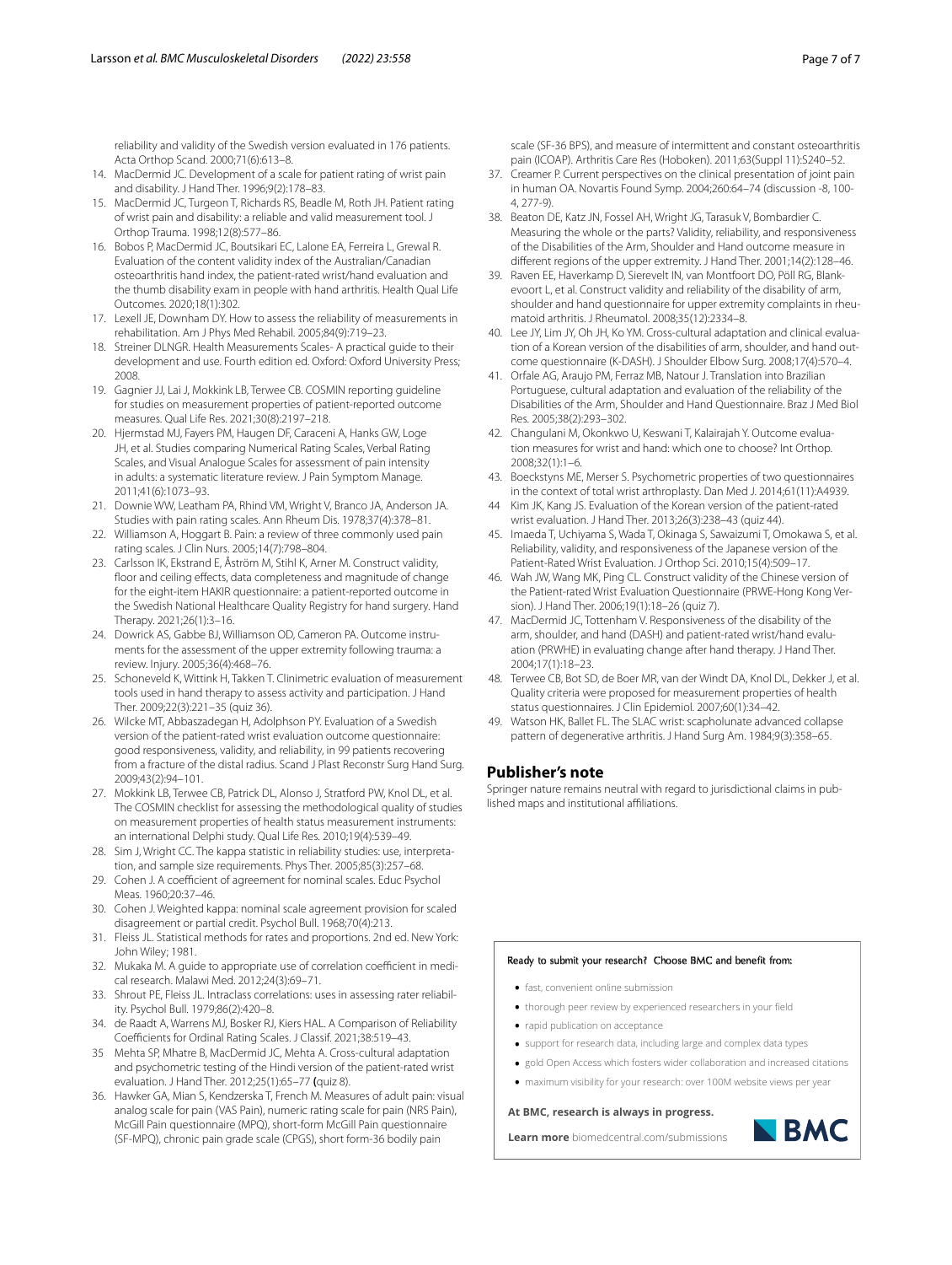reliability and validity of the Swedish version evaluated in 176 patients. Acta Orthop Scand. 2000;71(6):613–8.

14. MacDermid JC. Development of a scale for patient rating of wrist pain and disability. J Hand Ther. 1996;9(2):178–83.
15. MacDermid JC, Turgeon T, Richards RS, Beadle M, Roth JH. Patient rating of wrist pain and disability: a reliable and valid measurement tool. J Orthop Trauma. 1998;12(8):577–86.
16. Bobos P, MacDermid JC, Boutsikari EC, Lalone EA, Ferreira L, Grewal R. Evaluation of the content validity index of the Australian/Canadian osteoarthritis hand index, the patient-rated wrist/hand evaluation and the thumb disability exam in people with hand arthritis. Health Qual Life Outcomes. 2020;18(1):302.
17. Lexell JE, Downham DY. How to assess the reliability of measurements in rehabilitation. Am J Phys Med Rehabil. 2005;84(9):719–23.
18. Streiner DLNGR. Health Measurements Scales- A practical guide to their development and use. Fourth edition ed. Oxford: Oxford University Press; 2008.
19. Gagnier JJ, Lai J, Mokkink LB, Terwee CB. COSMIN reporting guideline for studies on measurement properties of patient-reported outcome measures. Qual Life Res. 2021;30(8):2197–218.
20. Hjermstad MJ, Fayers PM, Haugen DF, Caraceni A, Hanks GW, Loge JH, et al. Studies comparing Numerical Rating Scales, Verbal Rating Scales, and Visual Analogue Scales for assessment of pain intensity in adults: a systematic literature review. J Pain Symptom Manage. 2011;41(6):1073–93.
21. Downie WW, Leatham PA, Rhind VM, Wright V, Branco JA, Anderson JA. Studies with pain rating scales. Ann Rheum Dis. 1978;37(4):378–81.
22. Williamson A, Hoggart B. Pain: a review of three commonly used pain rating scales. J Clin Nurs. 2005;14(7):798–804.
23. Carlsson IK, Ekstrand E, Åström M, Stihl K, Arner M. Construct validity, floor and ceiling effects, data completeness and magnitude of change for the eight-item HAKIR questionnaire: a patient-reported outcome in the Swedish National Healthcare Quality Registry for hand surgery. Hand Therapy. 2021;26(1):3–16.
24. Dowrick AS, Gabbe BJ, Williamson OD, Cameron PA. Outcome instruments for the assessment of the upper extremity following trauma: a review. Injury. 2005;36(4):468–76.
25. Schoneveld K, Wittink H, Takken T. Clinimetric evaluation of measurement tools used in hand therapy to assess activity and participation. J Hand Ther. 2009;22(3):221–35 (quiz 36).
26. Wilcke MT, Abbaszadegan H, Adolphson PY. Evaluation of a Swedish version of the patient-rated wrist evaluation outcome questionnaire: good responsiveness, validity, and reliability, in 99 patients recovering from a fracture of the distal radius. Scand J Plast Reconstr Surg Hand Surg. 2009;43(2):94–101.
27. Mokkink LB, Terwee CB, Patrick DL, Alonso J, Stratford PW, Knol DL, et al. The COSMIN checklist for assessing the methodological quality of studies on measurement properties of health status measurement instruments: an international Delphi study. Qual Life Res. 2010;19(4):539–49.
28. Sim J, Wright CC. The kappa statistic in reliability studies: use, interpretation, and sample size requirements. Phys Ther. 2005;85(3):257–68.
29. Cohen J. A coefficient of agreement for nominal scales. Educ Psychol Meas. 1960;20:37–46.
30. Cohen J. Weighted kappa: nominal scale agreement provision for scaled disagreement or partial credit. Psychol Bull. 1968;70(4):213.
31. Fleiss JL. Statistical methods for rates and proportions. 2nd ed. New York: John Wiley; 1981.
32. Mukaka M. A guide to appropriate use of correlation coefficient in medical research. Malawi Med. 2012;24(3):69–71.
33. Shrout PE, Fleiss JL. Intraclass correlations: uses in assessing rater reliability. Psychol Bull. 1979;86(2):420–8.
34. de Raadt A, Warrens MJ, Bosker RJ, Kiers HAL. A Comparison of Reliability Coefficients for Ordinal Rating Scales. J Classif. 2021;38:519–43.
35. Mehta SP, Mhatre B, MacDermid JC, Mehta A. Cross-cultural adaptation and psychometric testing of the Hindi version of the patient-rated wrist evaluation. J Hand Ther. 2012;25(1):65–77 (quiz 8).
36. Hawker GA, Mian S, Kendzerska T, French M. Measures of adult pain: visual analog scale for pain (VAS Pain), numeric rating scale for pain (NRS Pain), McGill Pain questionnaire (MPQ), short-form McGill Pain questionnaire (SF-MPQ), chronic pain grade scale (CPGS), short form-36 bodily pain scale (SF-36 BPS), and measure of intermittent and constant osteoarthritis pain (ICOAP). Arthritis Care Res (Hoboken). 2011;63(Suppl 11):S240–52.
37. Creamer P. Current perspectives on the clinical presentation of joint pain in human OA. Novartis Found Symp. 2004;260:64–74 (discussion -8, 100-4, 277-9).
38. Beaton DE, Katz JN, Fossel AH, Wright JG, Tarasuk V, Bombardier C. Measuring the whole or the parts? Validity, reliability, and responsiveness of the Disabilities of the Arm, Shoulder and Hand outcome measure in different regions of the upper extremity. J Hand Ther. 2001;14(2):128–46.
39. Raven EE, Haverkamp D, Sierevelt IN, van Montfoort DO, Pöll RG, Blankevoort L, et al. Construct validity and reliability of the disability of arm, shoulder and hand questionnaire for upper extremity complaints in rheumatoid arthritis. J Rheumatol. 2008;35(12):2334–8.
40. Lee JY, Lim JY, Oh JH, Ko YM. Cross-cultural adaptation and clinical evaluation of a Korean version of the disabilities of arm, shoulder, and hand outcome questionnaire (K-DASH). J Shoulder Elbow Surg. 2008;17(4):570–4.
41. Orfale AG, Araujo PM, Ferraz MB, Natour J. Translation into Brazilian Portuguese, cultural adaptation and evaluation of the reliability of the Disabilities of the Arm, Shoulder and Hand Questionnaire. Braz J Med Biol Res. 2005;38(2):293–302.
42. Changulani M, Okonkwo U, Keswani T, Kalairajah Y. Outcome evaluation measures for wrist and hand: which one to choose? Int Orthop. 2008;32(1):1–6.
43. Boeckstyns ME, Merser S. Psychometric properties of two questionnaires in the context of total wrist arthroplasty. Dan Med J. 2014;61(11):A4939.
44. Kim JK, Kang JS. Evaluation of the Korean version of the patient-rated wrist evaluation. J Hand Ther. 2013;26(3):238–43 (quiz 44).
45. Imaeda T, Uchiyama S, Wada T, Okinaga S, Sawaizumi T, Omokawa S, et al. Reliability, validity, and responsiveness of the Japanese version of the Patient-Rated Wrist Evaluation. J Orthop Sci. 2010;15(4):509–17.
46. Wah JW, Wang MK, Ping CL. Construct validity of the Chinese version of the Patient-rated Wrist Evaluation Questionnaire (PRWE-Hong Kong Version). J Hand Ther. 2006;19(1):18–26 (quiz 7).
47. MacDermid JC, Tottenham V. Responsiveness of the disability of the arm, shoulder, and hand (DASH) and patient-rated wrist/hand evaluation (PRWHE) in evaluating change after hand therapy. J Hand Ther. 2004;17(1):18–23.
48. Terwee CB, Bot SD, de Boer MR, van der Windt DA, Knol DL, Dekker J, et al. Quality criteria were proposed for measurement properties of health status questionnaires. J Clin Epidemiol. 2007;60(1):34–42.
49. Watson HK, Ballet FL. The SLAC wrist: scapholunate advanced collapse pattern of degenerative arthritis. J Hand Surg Am. 1984;9(3):358–65.

## Publisher's note

Springer nature remains neutral with regard to jurisdictional claims in published maps and institutional affiliations.

Ready to submit your research? Choose BMC and benefit from:

- fast, convenient online submission
- thorough peer review by experienced researchers in your field
- rapid publication on acceptance
- support for research data, including large and complex data types
- gold Open Access which fosters wider collaboration and increased citations
- maximum visibility for your research: over 100M website views per year

**At BMC, research is always in progress.**

**Learn more** biomedcentral.com/submissions

BMC